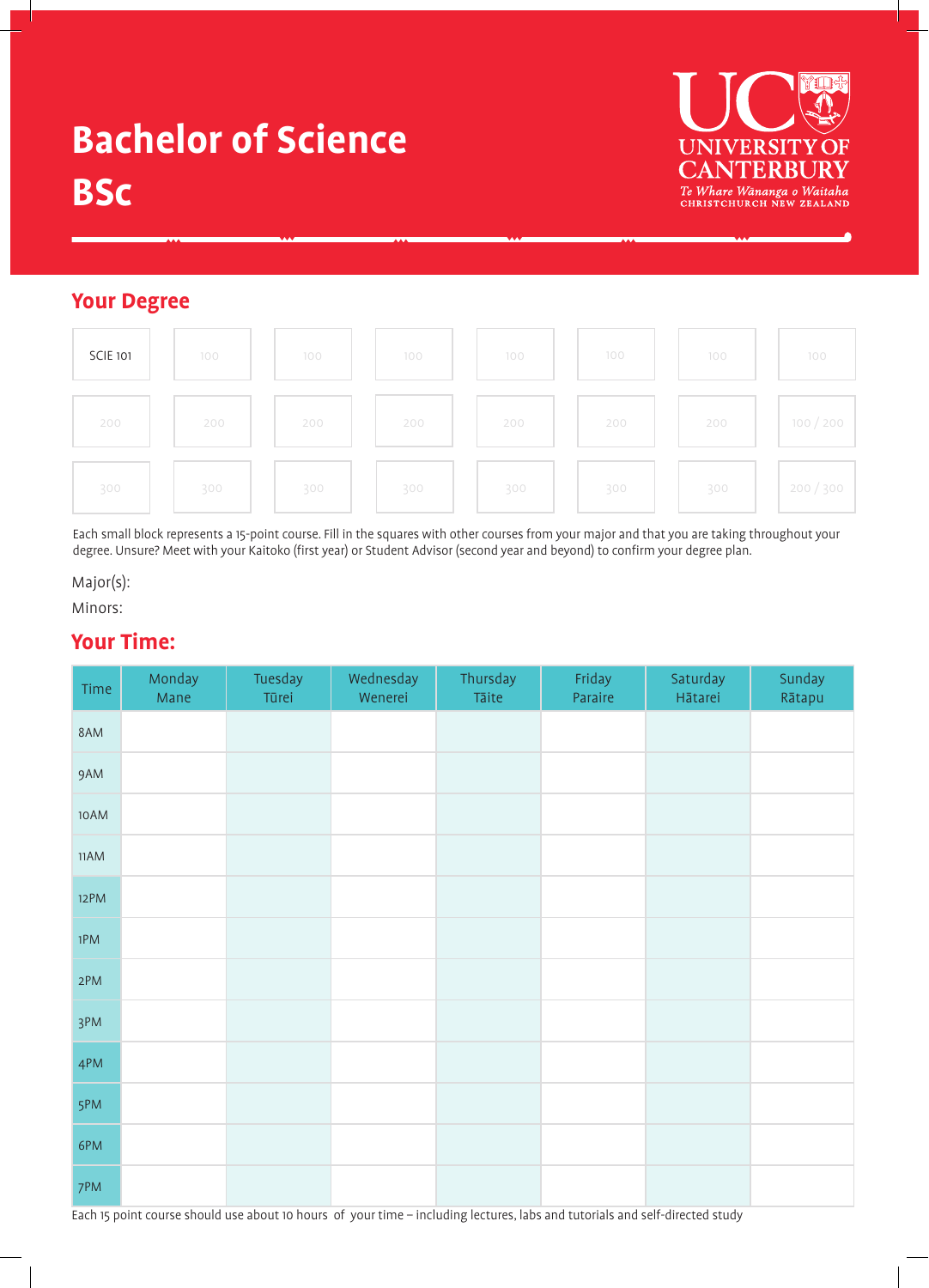# Bachelor of Science

# BSc

UC UNIVERSITY OF CANTERBURY
*Te Whare Wānanga o Waitaha*
CHRISTCHURCH NEW ZEALAND

## Your Degree

| | | | | | | | |
|---|---|---|---|---|---|---|---|
| SCIE 101 | 100 | 100 | 100 | 100 | 100 | 100 | 100 |
| 200 | 200 | 200 | 200 | 200 | 200 | 200 | 100 / 200 |
| 300 | 300 | 300 | 300 | 300 | 300 | 300 | 200 / 300 |

Each small block represents a 15-point course. Fill in the squares with other courses from your major and that you are taking throughout your degree. Unsure? Meet with your Kaitoko (first year) or Student Advisor (second year and beyond) to confirm your degree plan.

Major(s):

Minors:

## Your Time:

| Time | Monday Mane | Tuesday Tūrei | Wednesday Wenerei | Thursday Tāite | Friday Paraire | Saturday Hātarei | Sunday Rātapu |
|---|---|---|---|---|---|---|---|
| 8AM | | | | | | | |
| 9AM | | | | | | | |
| 10AM | | | | | | | |
| 11AM | | | | | | | |
| 12PM | | | | | | | |
| 1PM | | | | | | | |
| 2PM | | | | | | | |
| 3PM | | | | | | | |
| 4PM | | | | | | | |
| 5PM | | | | | | | |
| 6PM | | | | | | | |
| 7PM | | | | | | | |

Each 15 point course should use about 10 hours of your time – including lectures, labs and tutorials and self-directed study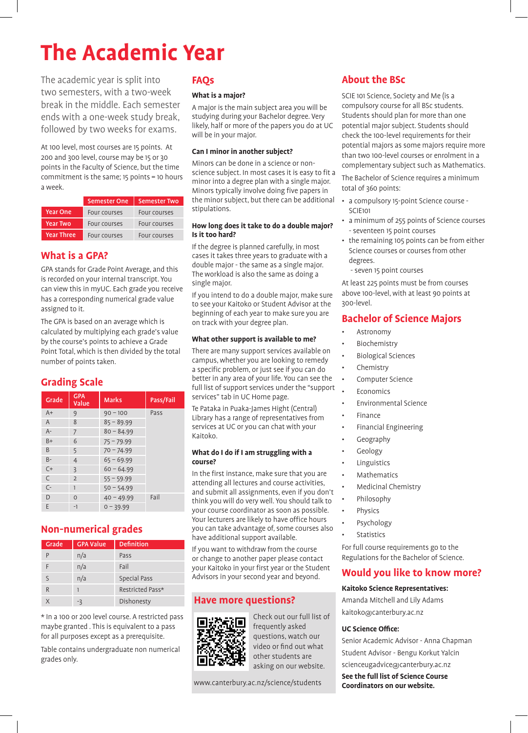# The Academic Year

The academic year is split into two semesters, with a two-week break in the middle. Each semester ends with a one-week study break, followed by two weeks for exams.

At 100 level, most courses are 15 points. At 200 and 300 level, course may be 15 or 30 points in the Faculty of Science, but the time commitment is the same; 15 points = 10 hours a week.

| | Semester One | Semester Two |
|---|---|---|
| Year One | Four courses | Four courses |
| Year Two | Four courses | Four courses |
| Year Three | Four courses | Four courses |

## What is a GPA?

GPA stands for Grade Point Average, and this is recorded on your internal transcript. You can view this in myUC. Each grade you receive has a corresponding numerical grade value assigned to it.

The GPA is based on an average which is calculated by multiplying each grade's value by the course's points to achieve a Grade Point Total, which is then divided by the total number of points taken.

## Grading Scale

| Grade | GPA Value | Marks | Pass/Fail |
|---|---|---|---|
| A+ | 9 | 90 – 100 | Pass |
| A | 8 | 85 – 89.99 | |
| A- | 7 | 80 – 84.99 | |
| B+ | 6 | 75 – 79.99 | |
| B | 5 | 70 – 74.99 | |
| B- | 4 | 65 – 69.99 | |
| C+ | 3 | 60 – 64.99 | |
| C | 2 | 55 – 59.99 | |
| C- | 1 | 50 – 54.99 | |
| D | 0 | 40 – 49.99 | Fail |
| E | -1 | 0 – 39.99 | |

## Non-numerical grades

| Grade | GPA Value | Definition |
|---|---|---|
| P | n/a | Pass |
| F | n/a | Fail |
| S | n/a | Special Pass |
| R | 1 | Restricted Pass* |
| X | -3 | Dishonesty |

* In a 100 or 200 level course. A restricted pass maybe granted . This is equivalent to a pass for all purposes except as a prerequisite.

Table contains undergraduate non numerical grades only.

## FAQs

### What is a major?

A major is the main subject area you will be studying during your Bachelor degree. Very likely, half or more of the papers you do at UC will be in your major.

### Can I minor in another subject?

Minors can be done in a science or non-science subject. In most cases it is easy to fit a minor into a degree plan with a single major. Minors typically involve doing five papers in the minor subject, but there can be additional stipulations.

### How long does it take to do a double major? Is it too hard?

If the degree is planned carefully, in most cases it takes three years to graduate with a double major - the same as a single major. The workload is also the same as doing a single major.

If you intend to do a double major, make sure to see your Kaitoko or Student Advisor at the beginning of each year to make sure you are on track with your degree plan.

### What other support is available to me?

There are many support services available on campus, whether you are looking to remedy a specific problem, or just see if you can do better in any area of your life. You can see the full list of support services under the "support services" tab in UC Home page.

Te Pataka in Puaka-James Hight (Central) Library has a range of representatives from services at UC or you can chat with your Kaitoko.

### What do I do if I am struggling with a course?

In the first instance, make sure that you are attending all lectures and course activities, and submit all assignments, even if you don't think you will do very well. You should talk to your course coordinator as soon as possible. Your lecturers are likely to have office hours you can take advantage of, some courses also have additional support available.

If you want to withdraw from the course or change to another paper please contact your Kaitoko in your first year or the Student Advisors in your second year and beyond.

## Have more questions?

Check out our full list of frequently asked questions, watch our video or find out what other students are asking on our website.

www.canterbury.ac.nz/science/students

## About the BSc

SCIE 101 Science, Society and Me (is a compulsory course for all BSc students. Students should plan for more than one potential major subject. Students should check the 100-level requirements for their potential majors as some majors require more than two 100-level courses or enrolment in a complementary subject such as Mathematics.

The Bachelor of Science requires a minimum total of 360 points:

- a compulsory 15-point Science course - SCIE101
- a minimum of 255 points of Science courses - seventeen 15 point courses
- the remaining 105 points can be from either Science courses or courses from other degrees.
  - seven 15 point courses

At least 225 points must be from courses above 100-level, with at least 90 points at 300-level.

## Bachelor of Science Majors

- Astronomy
- Biochemistry
- Biological Sciences
- Chemistry
- Computer Science
- Economics
- Environmental Science
- Finance
- Financial Engineering
- Geography
- Geology
- Linguistics
- Mathematics
- Medicinal Chemistry
- Philosophy
- Physics
- Psychology
- Statistics

For full course requirements go to the Regulations for the Bachelor of Science.

## Would you like to know more?

**Kaitoko Science Representatives:**

Amanda Mitchell and Lily Adams

kaitoko@canterbury.ac.nz

**UC Science Office:**

Senior Academic Advisor - Anna Chapman

Student Advisor - Bengu Korkut Yalcin

scienceugadvice@canterbury.ac.nz

**See the full list of Science Course Coordinators on our website.**